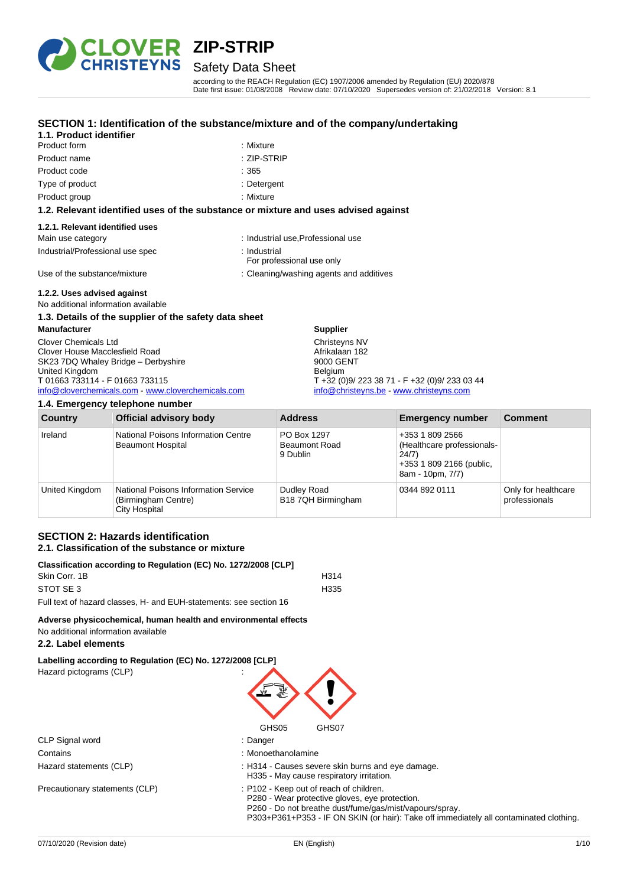# ZIP-STRIP

## Safety Data Sheet

according to the REACH Regulation (EC) 1907/2006 amended by Regulation (EU) 2020/878
Date first issue: 01/08/2008 Review date: 07/10/2020 Supersedes version of: 21/02/2018 Version: 8.1

## SECTION 1: Identification of the substance/mixture and of the company/undertaking

### 1.1. Product identifier

| | |
|---|---|
| Product form | : Mixture |
| Product name | : ZIP-STRIP |
| Product code | : 365 |
| Type of product | : Detergent |
| Product group | : Mixture |

### 1.2. Relevant identified uses of the substance or mixture and uses advised against

#### 1.2.1. Relevant identified uses

| | |
|---|---|
| Main use category | : Industrial use,Professional use |
| Industrial/Professional use spec | : Industrial<br>For professional use only |
| Use of the substance/mixture | : Cleaning/washing agents and additives |

#### 1.2.2. Uses advised against

No additional information available

### 1.3. Details of the supplier of the safety data sheet

**Manufacturer**

Clover Chemicals Ltd
Clover House Macclesfield Road
SK23 7DQ Whaley Bridge – Derbyshire
United Kingdom
T 01663 733114 - F 01663 733115
info@cloverchemicals.com - www.cloverchemicals.com

**Supplier**

Christeyns NV
Afrikalaan 182
9000 GENT
Belgium
T +32 (0)9/ 223 38 71 - F +32 (0)9/ 233 03 44
info@christeyns.be - www.christeyns.com

### 1.4. Emergency telephone number

| Country | Official advisory body | Address | Emergency number | Comment |
|---|---|---|---|---|
| Ireland | National Poisons Information Centre<br>Beaumont Hospital | PO Box 1297<br>Beaumont Road<br>9 Dublin | +353 1 809 2566 (Healthcare professionals- 24/7)<br>+353 1 809 2166 (public, 8am - 10pm, 7/7) | |
| United Kingdom | National Poisons Information Service (Birmingham Centre)<br>City Hospital | Dudley Road<br>B18 7QH Birmingham | 0344 892 0111 | Only for healthcare professionals |

## SECTION 2: Hazards identification

### 2.1. Classification of the substance or mixture

**Classification according to Regulation (EC) No. 1272/2008 [CLP]**

| | |
|---|---|
| Skin Corr. 1B | H314 |
| STOT SE 3 | H335 |

Full text of hazard classes, H- and EUH-statements: see section 16

**Adverse physicochemical, human health and environmental effects**

No additional information available

### 2.2. Label elements

**Labelling according to Regulation (EC) No. 1272/2008 [CLP]**

Hazard pictograms (CLP) :

GHS05 GHS07

| | |
|---|---|
| CLP Signal word | : Danger |
| Contains | : Monoethanolamine |
| Hazard statements (CLP) | : H314 - Causes severe skin burns and eye damage.<br>H335 - May cause respiratory irritation. |
| Precautionary statements (CLP) | : P102 - Keep out of reach of children.<br>P280 - Wear protective gloves, eye protection.<br>P260 - Do not breathe dust/fume/gas/mist/vapours/spray.<br>P303+P361+P353 - IF ON SKIN (or hair): Take off immediately all contaminated clothing. |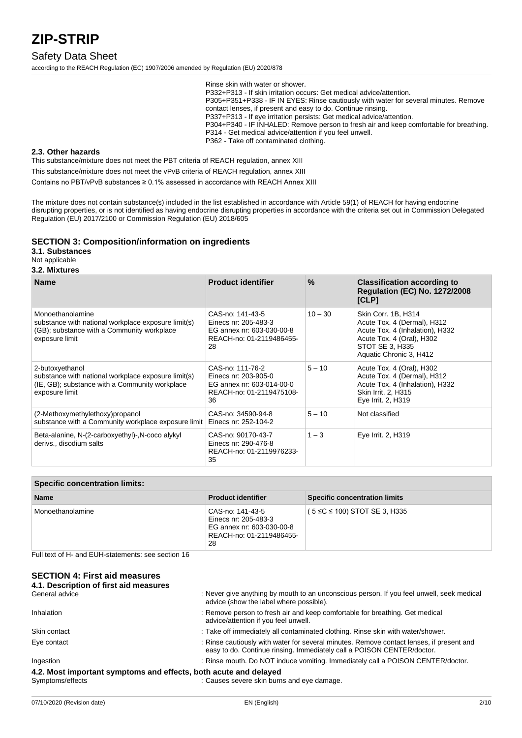Rinse skin with water or shower.
P332+P313 - If skin irritation occurs: Get medical advice/attention.
P305+P351+P338 - IF IN EYES: Rinse cautiously with water for several minutes. Remove contact lenses, if present and easy to do. Continue rinsing.
P337+P313 - If eye irritation persists: Get medical advice/attention.
P304+P340 - IF INHALED: Remove person to fresh air and keep comfortable for breathing.
P314 - Get medical advice/attention if you feel unwell.
P362 - Take off contaminated clothing.

### 2.3. Other hazards

This substance/mixture does not meet the PBT criteria of REACH regulation, annex XIII

This substance/mixture does not meet the vPvB criteria of REACH regulation, annex XIII

Contains no PBT/vPvB substances ≥ 0.1% assessed in accordance with REACH Annex XIII

The mixture does not contain substance(s) included in the list established in accordance with Article 59(1) of REACH for having endocrine disrupting properties, or is not identified as having endocrine disrupting properties in accordance with the criteria set out in Commission Delegated Regulation (EU) 2017/2100 or Commission Regulation (EU) 2018/605

## SECTION 3: Composition/information on ingredients

### 3.1. Substances

Not applicable

### 3.2. Mixtures

| Name | Product identifier | % | Classification according to Regulation (EC) No. 1272/2008 [CLP] |
|---|---|---|---|
| Monoethanolamine<br>substance with national workplace exposure limit(s) (GB); substance with a Community workplace exposure limit | CAS-no: 141-43-5<br>Einecs nr: 205-483-3<br>EG annex nr: 603-030-00-8<br>REACH-no: 01-2119486455-28 | 10 – 30 | Skin Corr. 1B, H314<br>Acute Tox. 4 (Dermal), H312<br>Acute Tox. 4 (Inhalation), H332<br>Acute Tox. 4 (Oral), H302<br>STOT SE 3, H335<br>Aquatic Chronic 3, H412 |
| 2-butoxyethanol<br>substance with national workplace exposure limit(s) (IE, GB); substance with a Community workplace exposure limit | CAS-no: 111-76-2<br>Einecs nr: 203-905-0<br>EG annex nr: 603-014-00-0<br>REACH-no: 01-2119475108-36 | 5 – 10 | Acute Tox. 4 (Oral), H302<br>Acute Tox. 4 (Dermal), H312<br>Acute Tox. 4 (Inhalation), H332<br>Skin Irrit. 2, H315<br>Eye Irrit. 2, H319 |
| (2-Methoxymethylethoxy)propanol<br>substance with a Community workplace exposure limit | CAS-no: 34590-94-8<br>Einecs nr: 252-104-2 | 5 – 10 | Not classified |
| Beta-alanine, N-(2-carboxyethyl)-,N-coco alkyl derivs., disodium salts | CAS-no: 90170-43-7<br>Einecs nr: 290-476-8<br>REACH-no: 01-2119976233-35 | 1 – 3 | Eye Irrit. 2, H319 |

| Specific concentration limits: | | |
|---|---|---|
| **Name** | **Product identifier** | **Specific concentration limits** |
| Monoethanolamine | CAS-no: 141-43-5<br>Einecs nr: 205-483-3<br>EG annex nr: 603-030-00-8<br>REACH-no: 01-2119486455-28 | ( 5 ≤C ≤ 100) STOT SE 3, H335 |

Full text of H- and EUH-statements: see section 16

## SECTION 4: First aid measures

### 4.1. Description of first aid measures

| | |
|---|---|
| General advice | : Never give anything by mouth to an unconscious person. If you feel unwell, seek medical advice (show the label where possible). |
| Inhalation | : Remove person to fresh air and keep comfortable for breathing. Get medical advice/attention if you feel unwell. |
| Skin contact | : Take off immediately all contaminated clothing. Rinse skin with water/shower. |
| Eye contact | : Rinse cautiously with water for several minutes. Remove contact lenses, if present and easy to do. Continue rinsing. Immediately call a POISON CENTER/doctor. |
| Ingestion | : Rinse mouth. Do NOT induce vomiting. Immediately call a POISON CENTER/doctor. |

### 4.2. Most important symptoms and effects, both acute and delayed

| | |
|---|---|
| Symptoms/effects | : Causes severe skin burns and eye damage. |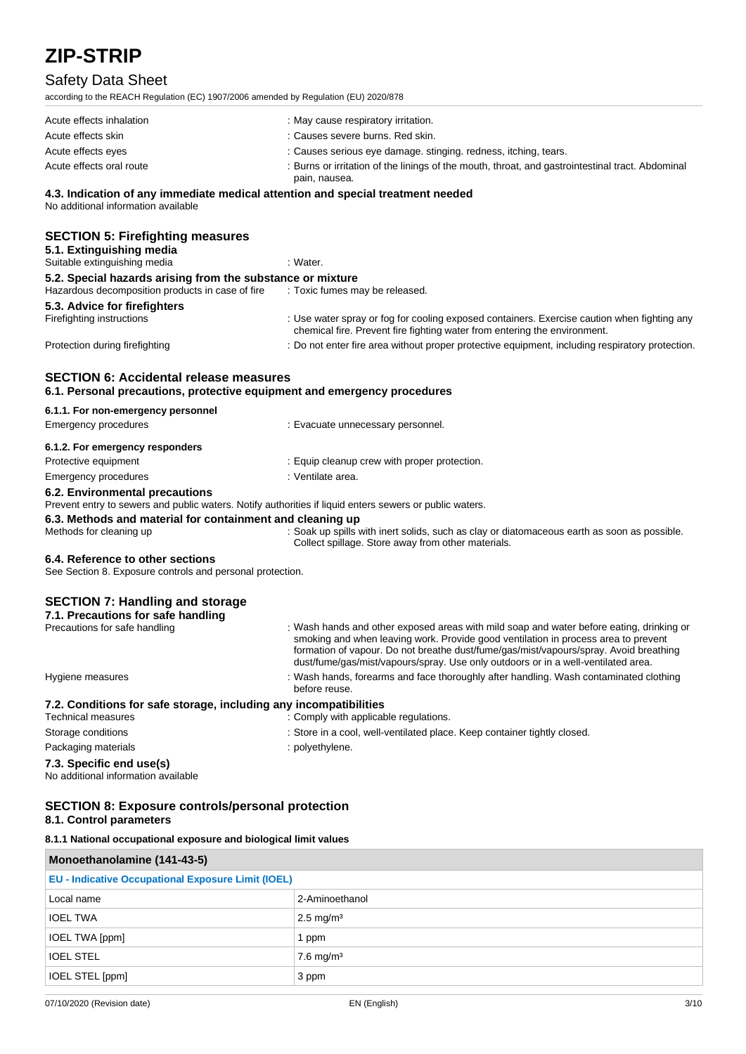Acute effects inhalation : May cause respiratory irritation.

Acute effects skin : Causes severe burns. Red skin.

Acute effects eyes : Causes serious eye damage. stinging. redness, itching, tears.

Acute effects oral route : Burns or irritation of the linings of the mouth, throat, and gastrointestinal tract. Abdominal pain, nausea.

### 4.3. Indication of any immediate medical attention and special treatment needed

No additional information available

## SECTION 5: Firefighting measures

### 5.1. Extinguishing media

Suitable extinguishing media : Water.

### 5.2. Special hazards arising from the substance or mixture

Hazardous decomposition products in case of fire : Toxic fumes may be released.

### 5.3. Advice for firefighters

Firefighting instructions : Use water spray or fog for cooling exposed containers. Exercise caution when fighting any chemical fire. Prevent fire fighting water from entering the environment.

Protection during firefighting : Do not enter fire area without proper protective equipment, including respiratory protection.

## SECTION 6: Accidental release measures

### 6.1. Personal precautions, protective equipment and emergency procedures

#### 6.1.1. For non-emergency personnel

Emergency procedures : Evacuate unnecessary personnel.

#### 6.1.2. For emergency responders

Protective equipment : Equip cleanup crew with proper protection.

Emergency procedures : Ventilate area.

### 6.2. Environmental precautions

Prevent entry to sewers and public waters. Notify authorities if liquid enters sewers or public waters.

### 6.3. Methods and material for containment and cleaning up

Methods for cleaning up : Soak up spills with inert solids, such as clay or diatomaceous earth as soon as possible. Collect spillage. Store away from other materials.

### 6.4. Reference to other sections

See Section 8. Exposure controls and personal protection.

## SECTION 7: Handling and storage

### 7.1. Precautions for safe handling

Precautions for safe handling : Wash hands and other exposed areas with mild soap and water before eating, drinking or smoking and when leaving work. Provide good ventilation in process area to prevent formation of vapour. Do not breathe dust/fume/gas/mist/vapours/spray. Avoid breathing dust/fume/gas/mist/vapours/spray. Use only outdoors or in a well-ventilated area.

Hygiene measures : Wash hands, forearms and face thoroughly after handling. Wash contaminated clothing before reuse.

### 7.2. Conditions for safe storage, including any incompatibilities

Technical measures : Comply with applicable regulations.

Storage conditions : Store in a cool, well-ventilated place. Keep container tightly closed.

Packaging materials : polyethylene.

### 7.3. Specific end use(s)

No additional information available

## SECTION 8: Exposure controls/personal protection

### 8.1. Control parameters

#### 8.1.1 National occupational exposure and biological limit values

| Monoethanolamine (141-43-5) | |
|---|---|
| **EU - Indicative Occupational Exposure Limit (IOEL)** | |
| Local name | 2-Aminoethanol |
| IOEL TWA | 2.5 mg/m³ |
| IOEL TWA [ppm] | 1 ppm |
| IOEL STEL | 7.6 mg/m³ |
| IOEL STEL [ppm] | 3 ppm |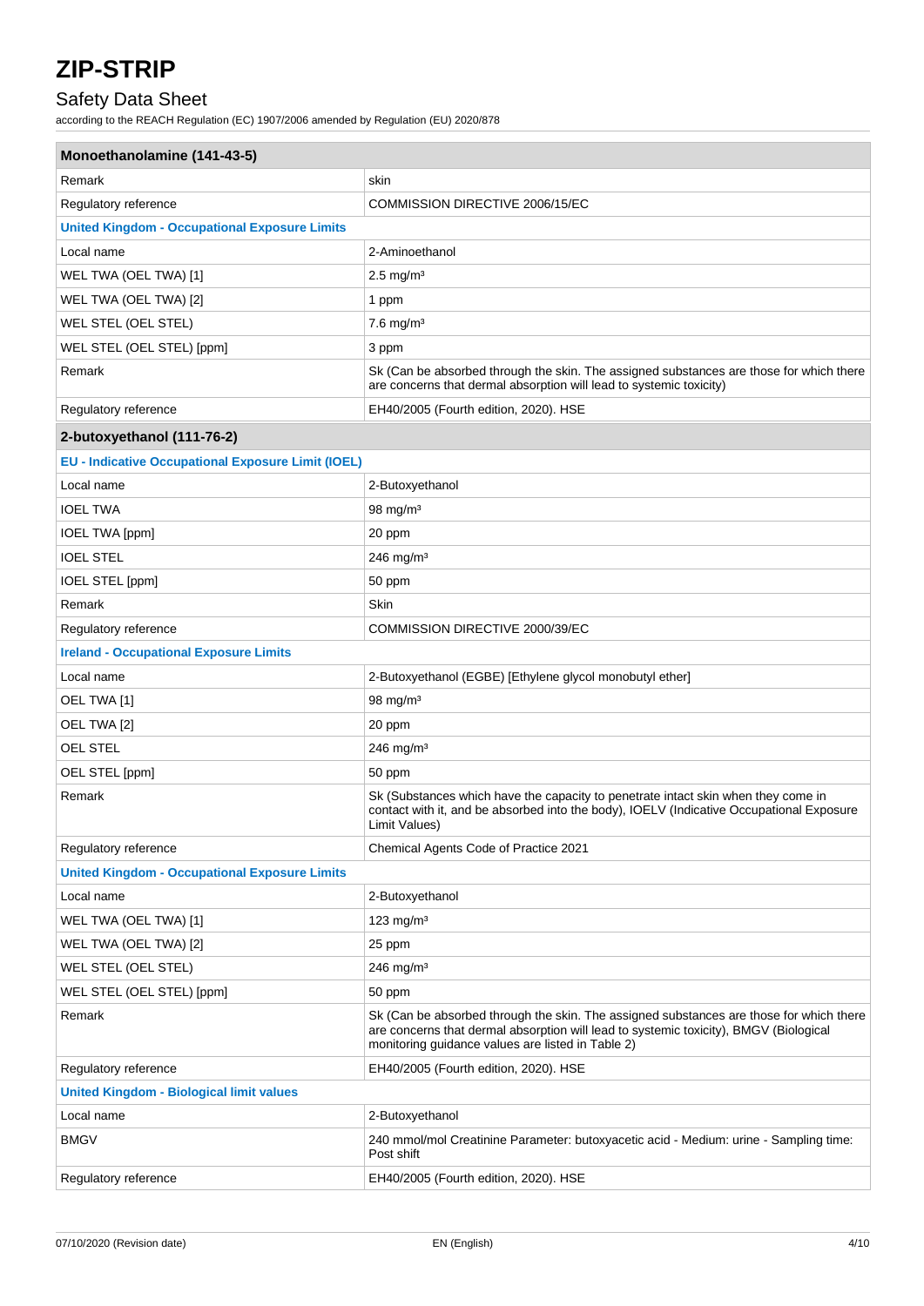| Monoethanolamine (141-43-5) | |
|---|---|
| Remark | skin |
| Regulatory reference | COMMISSION DIRECTIVE 2006/15/EC |
| **United Kingdom - Occupational Exposure Limits** | |
| Local name | 2-Aminoethanol |
| WEL TWA (OEL TWA) [1] | 2.5 mg/m³ |
| WEL TWA (OEL TWA) [2] | 1 ppm |
| WEL STEL (OEL STEL) | 7.6 mg/m³ |
| WEL STEL (OEL STEL) [ppm] | 3 ppm |
| Remark | Sk (Can be absorbed through the skin. The assigned substances are those for which there are concerns that dermal absorption will lead to systemic toxicity) |
| Regulatory reference | EH40/2005 (Fourth edition, 2020). HSE |

| 2-butoxyethanol (111-76-2) | |
|---|---|
| **EU - Indicative Occupational Exposure Limit (IOEL)** | |
| Local name | 2-Butoxyethanol |
| IOEL TWA | 98 mg/m³ |
| IOEL TWA [ppm] | 20 ppm |
| IOEL STEL | 246 mg/m³ |
| IOEL STEL [ppm] | 50 ppm |
| Remark | Skin |
| Regulatory reference | COMMISSION DIRECTIVE 2000/39/EC |
| **Ireland - Occupational Exposure Limits** | |
| Local name | 2-Butoxyethanol (EGBE) [Ethylene glycol monobutyl ether] |
| OEL TWA [1] | 98 mg/m³ |
| OEL TWA [2] | 20 ppm |
| OEL STEL | 246 mg/m³ |
| OEL STEL [ppm] | 50 ppm |
| Remark | Sk (Substances which have the capacity to penetrate intact skin when they come in contact with it, and be absorbed into the body), IOELV (Indicative Occupational Exposure Limit Values) |
| Regulatory reference | Chemical Agents Code of Practice 2021 |
| **United Kingdom - Occupational Exposure Limits** | |
| Local name | 2-Butoxyethanol |
| WEL TWA (OEL TWA) [1] | 123 mg/m³ |
| WEL TWA (OEL TWA) [2] | 25 ppm |
| WEL STEL (OEL STEL) | 246 mg/m³ |
| WEL STEL (OEL STEL) [ppm] | 50 ppm |
| Remark | Sk (Can be absorbed through the skin. The assigned substances are those for which there are concerns that dermal absorption will lead to systemic toxicity), BMGV (Biological monitoring guidance values are listed in Table 2) |
| Regulatory reference | EH40/2005 (Fourth edition, 2020). HSE |
| **United Kingdom - Biological limit values** | |
| Local name | 2-Butoxyethanol |
| BMGV | 240 mmol/mol Creatinine Parameter: butoxyacetic acid - Medium: urine - Sampling time: Post shift |
| Regulatory reference | EH40/2005 (Fourth edition, 2020). HSE |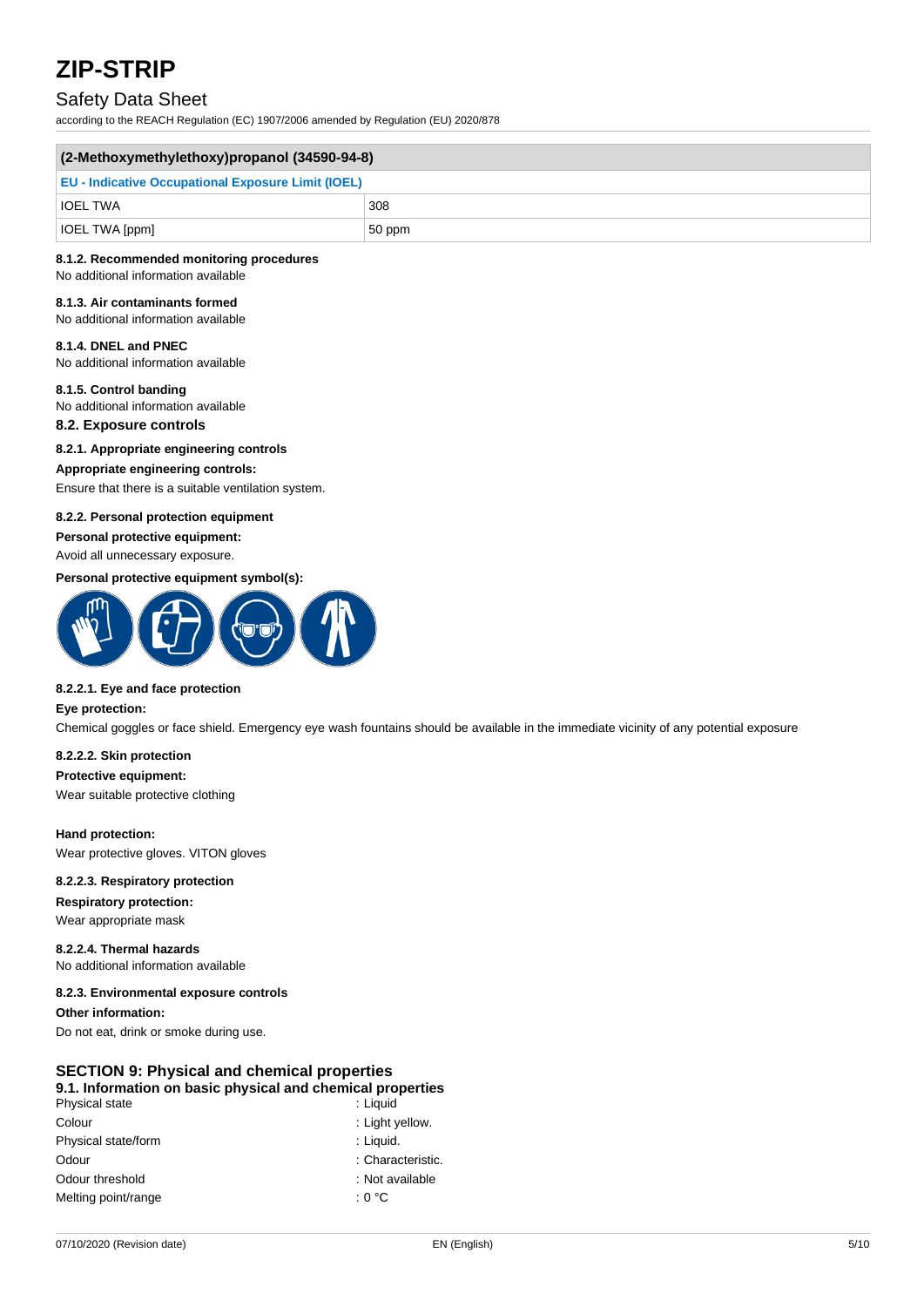| (2-Methoxymethylethoxy)propanol (34590-94-8) | |
|---|---|
| **EU - Indicative Occupational Exposure Limit (IOEL)** | |
| IOEL TWA | 308 |
| IOEL TWA [ppm] | 50 ppm |

#### 8.1.2. Recommended monitoring procedures

No additional information available

#### 8.1.3. Air contaminants formed

No additional information available

#### 8.1.4. DNEL and PNEC

No additional information available

#### 8.1.5. Control banding

No additional information available

### 8.2. Exposure controls

#### 8.2.1. Appropriate engineering controls

**Appropriate engineering controls:**

Ensure that there is a suitable ventilation system.

#### 8.2.2. Personal protection equipment

**Personal protective equipment:**

Avoid all unnecessary exposure.

**Personal protective equipment symbol(s):**

#### 8.2.2.1. Eye and face protection

**Eye protection:**

Chemical goggles or face shield. Emergency eye wash fountains should be available in the immediate vicinity of any potential exposure

#### 8.2.2.2. Skin protection

**Protective equipment:**

Wear suitable protective clothing

**Hand protection:**

Wear protective gloves. VITON gloves

#### 8.2.2.3. Respiratory protection

**Respiratory protection:**

Wear appropriate mask

#### 8.2.2.4. Thermal hazards

No additional information available

#### 8.2.3. Environmental exposure controls

**Other information:**

Do not eat, drink or smoke during use.

## SECTION 9: Physical and chemical properties

### 9.1. Information on basic physical and chemical properties

| | |
|---|---|
| Physical state | : Liquid |
| Colour | : Light yellow. |
| Physical state/form | : Liquid. |
| Odour | : Characteristic. |
| Odour threshold | : Not available |
| Melting point/range | : 0 °C |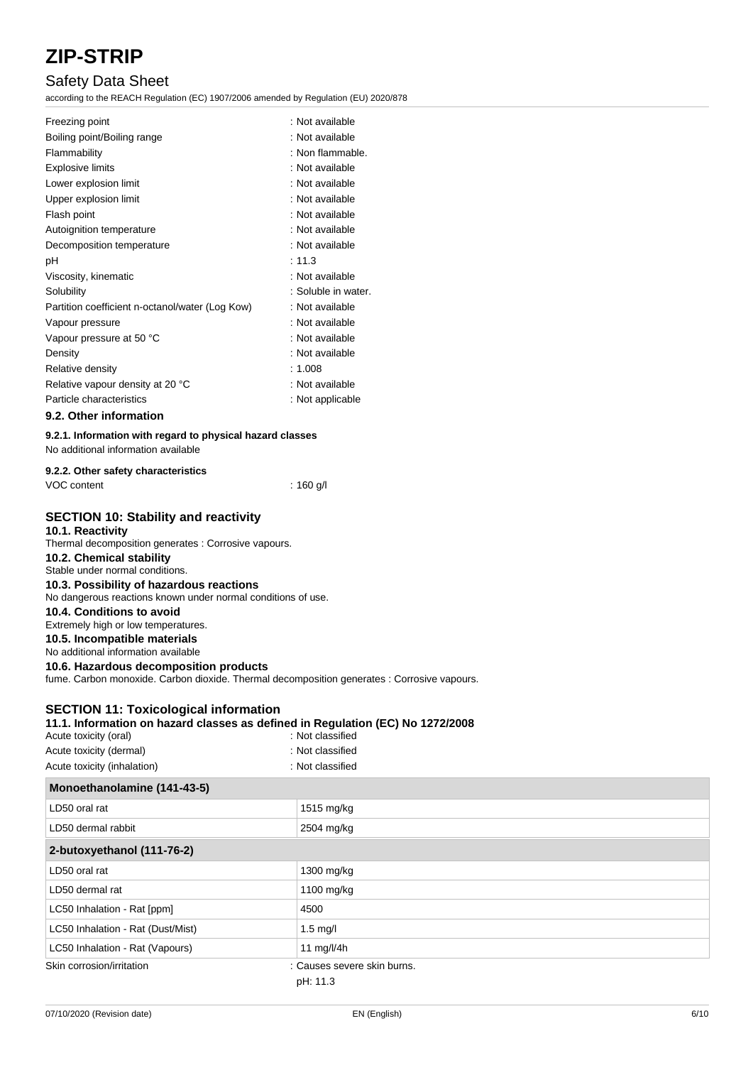| | |
|---|---|
| Freezing point | : Not available |
| Boiling point/Boiling range | : Not available |
| Flammability | : Non flammable. |
| Explosive limits | : Not available |
| Lower explosion limit | : Not available |
| Upper explosion limit | : Not available |
| Flash point | : Not available |
| Autoignition temperature | : Not available |
| Decomposition temperature | : Not available |
| pH | : 11.3 |
| Viscosity, kinematic | : Not available |
| Solubility | : Soluble in water. |
| Partition coefficient n-octanol/water (Log Kow) | : Not available |
| Vapour pressure | : Not available |
| Vapour pressure at 50 °C | : Not available |
| Density | : Not available |
| Relative density | : 1.008 |
| Relative vapour density at 20 °C | : Not available |
| Particle characteristics | : Not applicable |

### 9.2. Other information

**9.2.1. Information with regard to physical hazard classes**

No additional information available

**9.2.2. Other safety characteristics**

VOC content : 160 g/l

## SECTION 10: Stability and reactivity

**10.1. Reactivity**

Thermal decomposition generates : Corrosive vapours.

**10.2. Chemical stability**

Stable under normal conditions.

**10.3. Possibility of hazardous reactions**

No dangerous reactions known under normal conditions of use.

**10.4. Conditions to avoid**

Extremely high or low temperatures.

**10.5. Incompatible materials**

No additional information available

**10.6. Hazardous decomposition products**

fume. Carbon monoxide. Carbon dioxide. Thermal decomposition generates : Corrosive vapours.

## SECTION 11: Toxicological information

**11.1. Information on hazard classes as defined in Regulation (EC) No 1272/2008**

| | |
|---|---|
| Acute toxicity (oral) | : Not classified |
| Acute toxicity (dermal) | : Not classified |
| Acute toxicity (inhalation) | : Not classified |

| Monoethanolamine (141-43-5) | |
|---|---|
| LD50 oral rat | 1515 mg/kg |
| LD50 dermal rabbit | 2504 mg/kg |

| 2-butoxyethanol (111-76-2) | |
|---|---|
| LD50 oral rat | 1300 mg/kg |
| LD50 dermal rat | 1100 mg/kg |
| LC50 Inhalation - Rat [ppm] | 4500 |
| LC50 Inhalation - Rat (Dust/Mist) | 1.5 mg/l |
| LC50 Inhalation - Rat (Vapours) | 11 mg/l/4h |

Skin corrosion/irritation : Causes severe skin burns.

pH: 11.3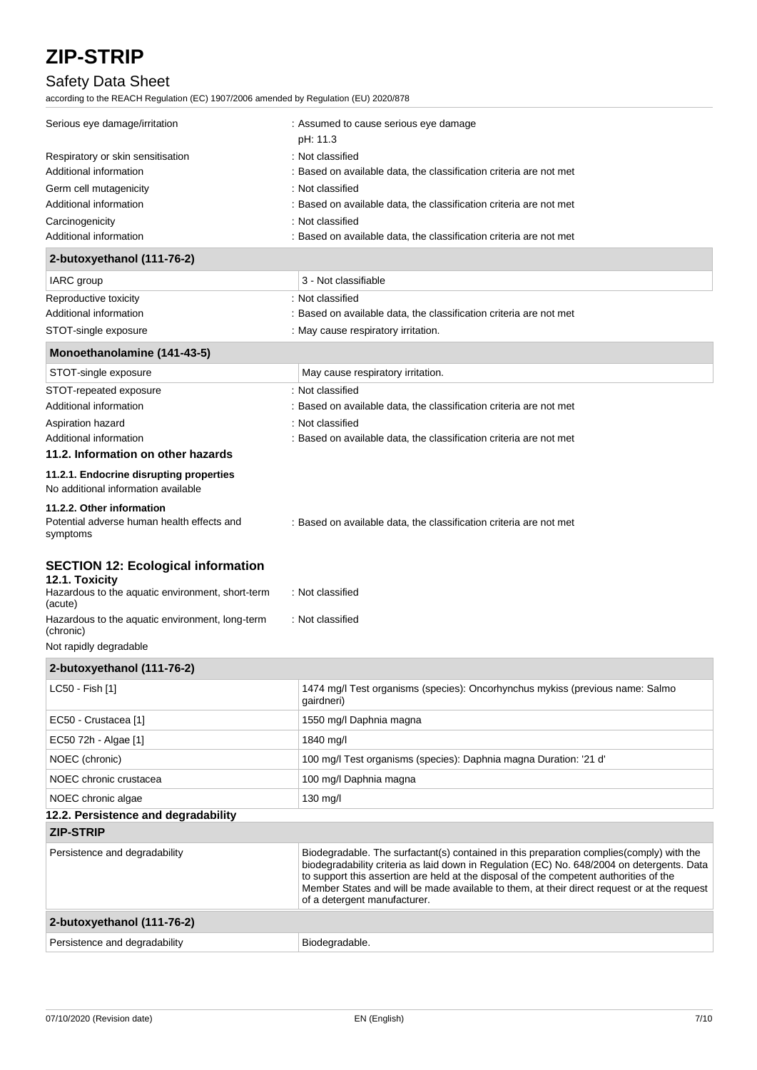| | |
|---|---|
| Serious eye damage/irritation | : Assumed to cause serious eye damage<br>pH: 11.3 |
| Respiratory or skin sensitisation | : Not classified |
| Additional information | : Based on available data, the classification criteria are not met |
| Germ cell mutagenicity | : Not classified |
| Additional information | : Based on available data, the classification criteria are not met |
| Carcinogenicity | : Not classified |
| Additional information | : Based on available data, the classification criteria are not met |

| 2-butoxyethanol (111-76-2) | |
|---|---|
| IARC group | 3 - Not classifiable |

| | |
|---|---|
| Reproductive toxicity | : Not classified |
| Additional information | : Based on available data, the classification criteria are not met |
| STOT-single exposure | : May cause respiratory irritation. |

| Monoethanolamine (141-43-5) | |
|---|---|
| STOT-single exposure | May cause respiratory irritation. |

| | |
|---|---|
| STOT-repeated exposure | : Not classified |
| Additional information | : Based on available data, the classification criteria are not met |
| Aspiration hazard | : Not classified |
| Additional information | : Based on available data, the classification criteria are not met |

### 11.2. Information on other hazards

#### 11.2.1. Endocrine disrupting properties

No additional information available

#### 11.2.2. Other information

| | |
|---|---|
| Potential adverse human health effects and symptoms | : Based on available data, the classification criteria are not met |

## SECTION 12: Ecological information

### 12.1. Toxicity

| | |
|---|---|
| Hazardous to the aquatic environment, short-term (acute) | : Not classified |
| Hazardous to the aquatic environment, long-term (chronic) | : Not classified |

Not rapidly degradable

| 2-butoxyethanol (111-76-2) | |
|---|---|
| LC50 - Fish [1] | 1474 mg/l Test organisms (species): Oncorhynchus mykiss (previous name: Salmo gairdneri) |
| EC50 - Crustacea [1] | 1550 mg/l Daphnia magna |
| EC50 72h - Algae [1] | 1840 mg/l |
| NOEC (chronic) | 100 mg/l Test organisms (species): Daphnia magna Duration: '21 d' |
| NOEC chronic crustacea | 100 mg/l Daphnia magna |
| NOEC chronic algae | 130 mg/l |

### 12.2. Persistence and degradability

| ZIP-STRIP | |
|---|---|
| Persistence and degradability | Biodegradable. The surfactant(s) contained in this preparation complies(comply) with the biodegradability criteria as laid down in Regulation (EC) No. 648/2004 on detergents. Data to support this assertion are held at the disposal of the competent authorities of the Member States and will be made available to them, at their direct request or at the request of a detergent manufacturer. |

| 2-butoxyethanol (111-76-2) | |
|---|---|
| Persistence and degradability | Biodegradable. |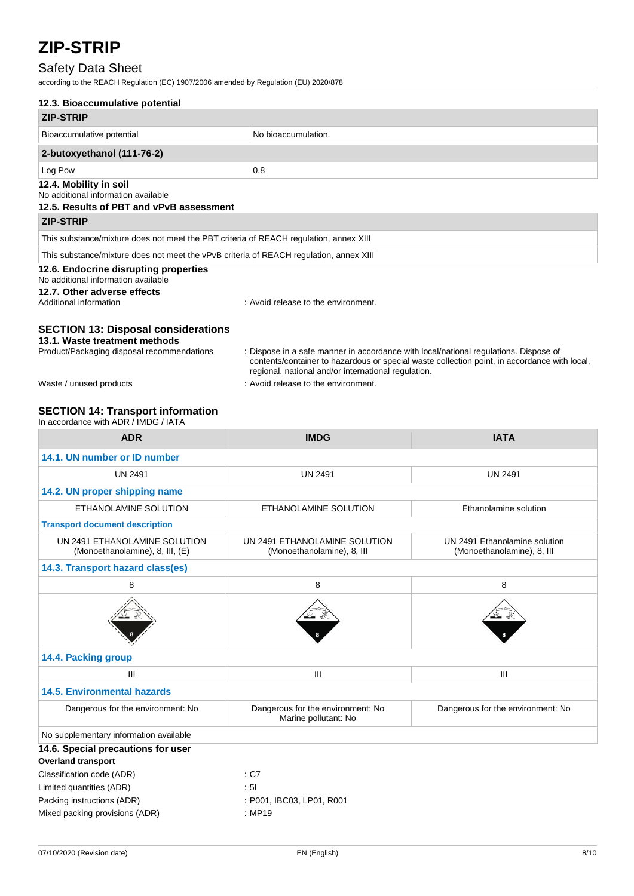### 12.3. Bioaccumulative potential

| ZIP-STRIP | |
|---|---|
| Bioaccumulative potential | No bioaccumulation. |
| **2-butoxyethanol (111-76-2)** | |
| Log Pow | 0.8 |

### 12.4. Mobility in soil

No additional information available

### 12.5. Results of PBT and vPvB assessment

| ZIP-STRIP |
|---|
| This substance/mixture does not meet the PBT criteria of REACH regulation, annex XIII |
| This substance/mixture does not meet the vPvB criteria of REACH regulation, annex XIII |

### 12.6. Endocrine disrupting properties

No additional information available

### 12.7. Other adverse effects

Additional information : Avoid release to the environment.

## SECTION 13: Disposal considerations

### 13.1. Waste treatment methods

Product/Packaging disposal recommendations : Dispose in a safe manner in accordance with local/national regulations. Dispose of contents/container to hazardous or special waste collection point, in accordance with local, regional, national and/or international regulation.

Waste / unused products : Avoid release to the environment.

## SECTION 14: Transport information

In accordance with ADR / IMDG / IATA

| ADR | IMDG | IATA |
|---|---|---|
| **14.1. UN number or ID number** | | |
| UN 2491 | UN 2491 | UN 2491 |
| **14.2. UN proper shipping name** | | |
| ETHANOLAMINE SOLUTION | ETHANOLAMINE SOLUTION | Ethanolamine solution |
| **Transport document description** | | |
| UN 2491 ETHANOLAMINE SOLUTION (Monoethanolamine), 8, III, (E) | UN 2491 ETHANOLAMINE SOLUTION (Monoethanolamine), 8, III | UN 2491 Ethanolamine solution (Monoethanolamine), 8, III |
| **14.3. Transport hazard class(es)** | | |
| 8 | 8 | 8 |
| **14.4. Packing group** | | |
| III | III | III |
| **14.5. Environmental hazards** | | |
| Dangerous for the environment: No | Dangerous for the environment: No<br>Marine pollutant: No | Dangerous for the environment: No |
| No supplementary information available | | |

### 14.6. Special precautions for user

**Overland transport**

Classification code (ADR) : C7

Limited quantities (ADR) : 5l

Packing instructions (ADR) : P001, IBC03, LP01, R001

Mixed packing provisions (ADR) : MP19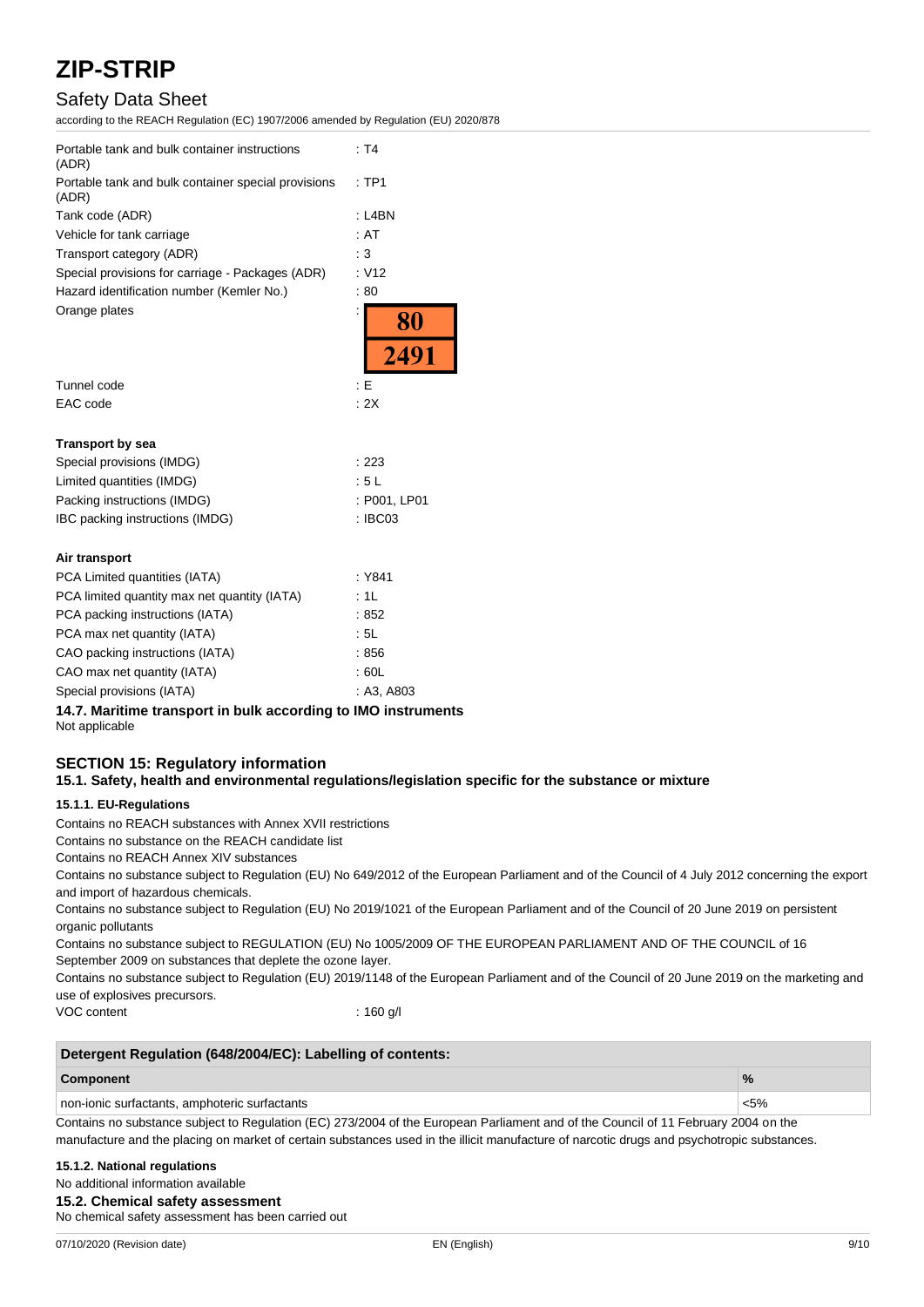| | |
|---|---|
| Portable tank and bulk container instructions (ADR) | : T4 |
| Portable tank and bulk container special provisions (ADR) | : TP1 |
| Tank code (ADR) | : L4BN |
| Vehicle for tank carriage | : AT |
| Transport category (ADR) | : 3 |
| Special provisions for carriage - Packages (ADR) | : V12 |
| Hazard identification number (Kemler No.) | : 80 |
| Orange plates | : 80 / 2491 |
| Tunnel code | : E |
| EAC code | : 2X |

**Transport by sea**

| | |
|---|---|
| Special provisions (IMDG) | : 223 |
| Limited quantities (IMDG) | : 5 L |
| Packing instructions (IMDG) | : P001, LP01 |
| IBC packing instructions (IMDG) | : IBC03 |

**Air transport**

| | |
|---|---|
| PCA Limited quantities (IATA) | : Y841 |
| PCA limited quantity max net quantity (IATA) | : 1L |
| PCA packing instructions (IATA) | : 852 |
| PCA max net quantity (IATA) | : 5L |
| CAO packing instructions (IATA) | : 856 |
| CAO max net quantity (IATA) | : 60L |
| Special provisions (IATA) | : A3, A803 |

### 14.7. Maritime transport in bulk according to IMO instruments

Not applicable

## SECTION 15: Regulatory information

### 15.1. Safety, health and environmental regulations/legislation specific for the substance or mixture

#### 15.1.1. EU-Regulations

Contains no REACH substances with Annex XVII restrictions

Contains no substance on the REACH candidate list

Contains no REACH Annex XIV substances

Contains no substance subject to Regulation (EU) No 649/2012 of the European Parliament and of the Council of 4 July 2012 concerning the export and import of hazardous chemicals.

Contains no substance subject to Regulation (EU) No 2019/1021 of the European Parliament and of the Council of 20 June 2019 on persistent organic pollutants

Contains no substance subject to REGULATION (EU) No 1005/2009 OF THE EUROPEAN PARLIAMENT AND OF THE COUNCIL of 16 September 2009 on substances that deplete the ozone layer.

Contains no substance subject to Regulation (EU) 2019/1148 of the European Parliament and of the Council of 20 June 2019 on the marketing and use of explosives precursors.

VOC content : 160 g/l

| Detergent Regulation (648/2004/EC): Labelling of contents: | |
|---|---|
| **Component** | **%** |
| non-ionic surfactants, amphoteric surfactants | <5% |

Contains no substance subject to Regulation (EC) 273/2004 of the European Parliament and of the Council of 11 February 2004 on the manufacture and the placing on market of certain substances used in the illicit manufacture of narcotic drugs and psychotropic substances.

#### 15.1.2. National regulations

No additional information available

### 15.2. Chemical safety assessment

No chemical safety assessment has been carried out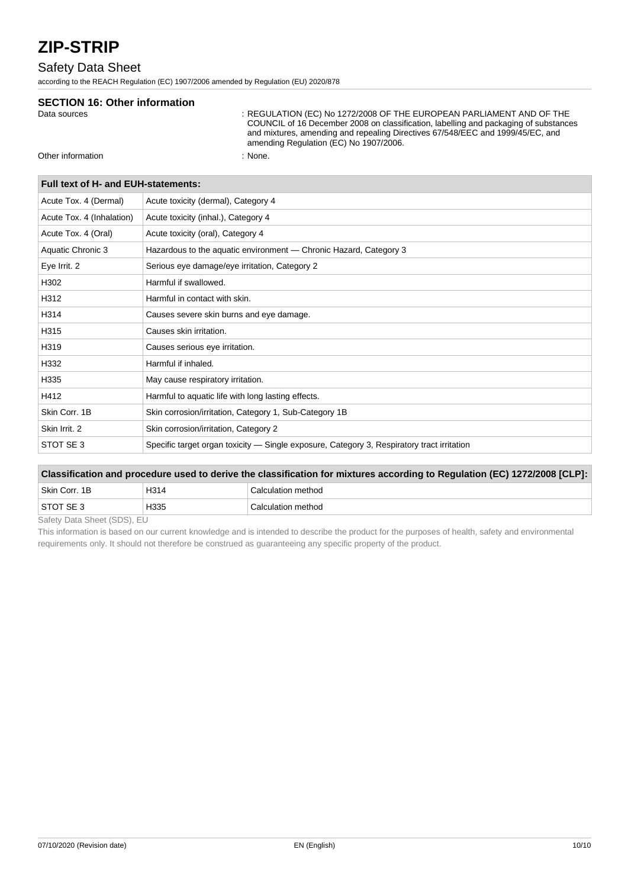# ZIP-STRIP

## Safety Data Sheet

according to the REACH Regulation (EC) 1907/2006 amended by Regulation (EU) 2020/878

### SECTION 16: Other information

Data sources : REGULATION (EC) No 1272/2008 OF THE EUROPEAN PARLIAMENT AND OF THE COUNCIL of 16 December 2008 on classification, labelling and packaging of substances and mixtures, amending and repealing Directives 67/548/EEC and 1999/45/EC, and amending Regulation (EC) No 1907/2006.

Other information : None.

| Full text of H- and EUH-statements: | |
|---|---|
| Acute Tox. 4 (Dermal) | Acute toxicity (dermal), Category 4 |
| Acute Tox. 4 (Inhalation) | Acute toxicity (inhal.), Category 4 |
| Acute Tox. 4 (Oral) | Acute toxicity (oral), Category 4 |
| Aquatic Chronic 3 | Hazardous to the aquatic environment — Chronic Hazard, Category 3 |
| Eye Irrit. 2 | Serious eye damage/eye irritation, Category 2 |
| H302 | Harmful if swallowed. |
| H312 | Harmful in contact with skin. |
| H314 | Causes severe skin burns and eye damage. |
| H315 | Causes skin irritation. |
| H319 | Causes serious eye irritation. |
| H332 | Harmful if inhaled. |
| H335 | May cause respiratory irritation. |
| H412 | Harmful to aquatic life with long lasting effects. |
| Skin Corr. 1B | Skin corrosion/irritation, Category 1, Sub-Category 1B |
| Skin Irrit. 2 | Skin corrosion/irritation, Category 2 |
| STOT SE 3 | Specific target organ toxicity — Single exposure, Category 3, Respiratory tract irritation |

| Classification and procedure used to derive the classification for mixtures according to Regulation (EC) 1272/2008 [CLP]: | | |
|---|---|---|
| Skin Corr. 1B | H314 | Calculation method |
| STOT SE 3 | H335 | Calculation method |

Safety Data Sheet (SDS), EU

This information is based on our current knowledge and is intended to describe the product for the purposes of health, safety and environmental requirements only. It should not therefore be construed as guaranteeing any specific property of the product.